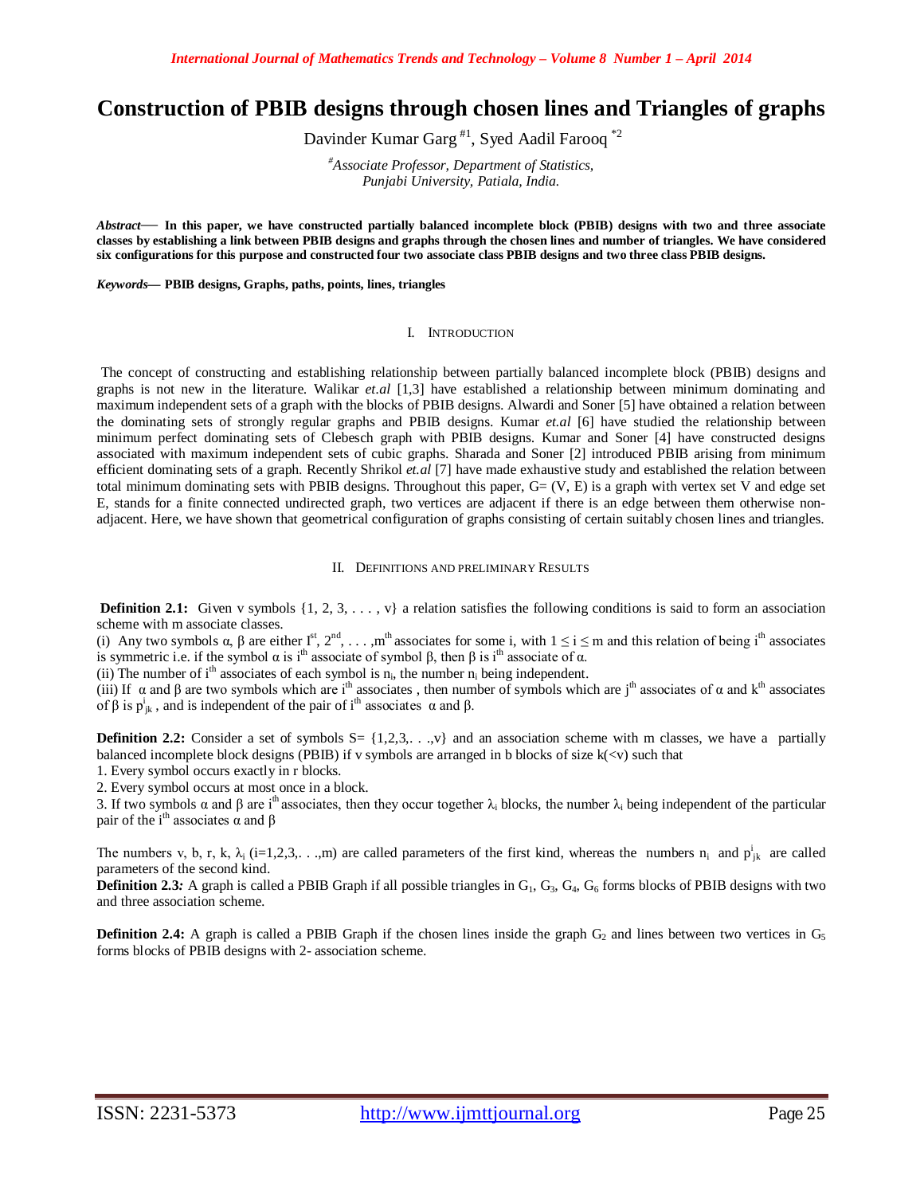# Construction of PBIB designs through chosen lines and Triangles of graphs

Davinder Kumar Garg [#1], Syed Aadil Farooq [*2]

[#] *Associate Professor, Department of Statistics, Punjabi University, Patiala, India.*

***Abstract*— In this paper, we have constructed partially balanced incomplete block (PBIB) designs with two and three associate classes by establishing a link between PBIB designs and graphs through the chosen lines and number of triangles. We have considered six configurations for this purpose and constructed four two associate class PBIB designs and two three class PBIB designs.**

***Keywords*— PBIB designs, Graphs, paths, points, lines, triangles**

## I. Introduction

The concept of constructing and establishing relationship between partially balanced incomplete block (PBIB) designs and graphs is not new in the literature. Walikar *et.al* [1,3] have established a relationship between minimum dominating and maximum independent sets of a graph with the blocks of PBIB designs. Alwardi and Soner [5] have obtained a relation between the dominating sets of strongly regular graphs and PBIB designs. Kumar *et.al* [6] have studied the relationship between minimum perfect dominating sets of Clebesch graph with PBIB designs. Kumar and Soner [4] have constructed designs associated with maximum independent sets of cubic graphs. Sharada and Soner [2] introduced PBIB arising from minimum efficient dominating sets of a graph. Recently Shrikol *et.al* [7] have made exhaustive study and established the relation between total minimum dominating sets with PBIB designs. Throughout this paper, G= (V, E) is a graph with vertex set V and edge set E, stands for a finite connected undirected graph, two vertices are adjacent if there is an edge between them otherwise non-adjacent. Here, we have shown that geometrical configuration of graphs consisting of certain suitably chosen lines and triangles.

## II. Definitions and Preliminary Results

**Definition 2.1:** Given v symbols {1, 2, 3, . . . , v} a relation satisfies the following conditions is said to form an association scheme with m associate classes.

(i) Any two symbols α, β are either I[st], 2[nd], . . . ,m[th] associates for some i, with $1 \leq i \leq m$ and this relation of being i[th] associates is symmetric i.e. if the symbol α is i[th] associate of symbol β, then β is i[th] associate of α.

(ii) The number of i[th] associates of each symbol is $n_i$, the number $n_i$ being independent.

(iii) If α and β are two symbols which are i[th] associates , then number of symbols which are j[th] associates of α and k[th] associates of β is $p^i_{jk}$ , and is independent of the pair of i[th] associates α and β.

**Definition 2.2:** Consider a set of symbols S= {1,2,3,. . .,v} and an association scheme with m classes, we have a partially balanced incomplete block designs (PBIB) if v symbols are arranged in b blocks of size k(<v) such that

1. Every symbol occurs exactly in r blocks.
2. Every symbol occurs at most once in a block.
3. If two symbols α and β are i[th] associates, then they occur together $\lambda_i$ blocks, the number $\lambda_i$ being independent of the particular pair of the i[th] associates α and β

The numbers v, b, r, k, $\lambda_i$ (i=1,2,3,. . .,m) are called parameters of the first kind, whereas the numbers $n_i$ and $p^i_{jk}$ are called parameters of the second kind.

**Definition 2.3***:* A graph is called a PBIB Graph if all possible triangles in $G_1$, $G_3$, $G_4$, $G_6$ forms blocks of PBIB designs with two and three association scheme.

**Definition 2.4:** A graph is called a PBIB Graph if the chosen lines inside the graph $G_2$ and lines between two vertices in $G_5$ forms blocks of PBIB designs with 2- association scheme.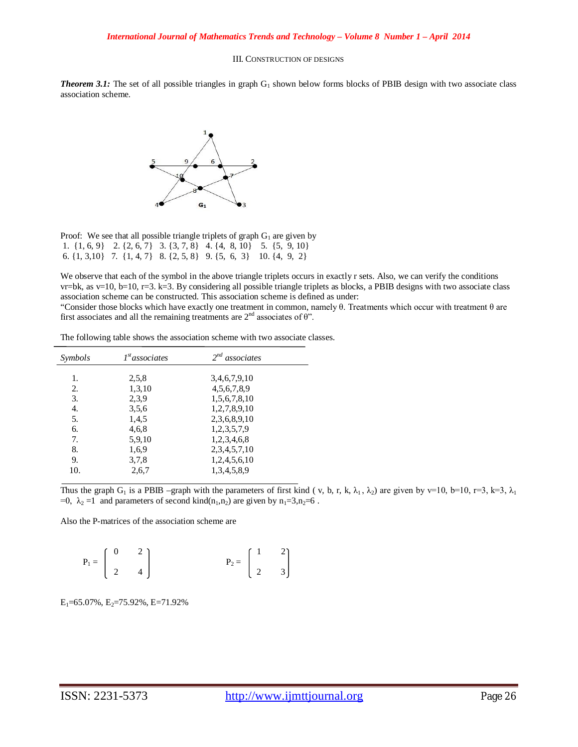### III. Construction of Designs

***Theorem 3.1:*** The set of all possible triangles in graph $G_1$ shown below forms blocks of PBIB design with two associate class association scheme.

Proof: We see that all possible triangle triplets of graph $G_1$ are given by
1. {1, 6, 9} 2. {2, 6, 7} 3. {3, 7, 8} 4. {4, 8, 10} 5. {5, 9, 10}
6. {1, 3,10} 7. {1, 4, 7} 8. {2, 5, 8} 9. {5, 6, 3} 10. {4, 9, 2}

We observe that each of the symbol in the above triangle triplets occurs in exactly r sets. Also, we can verify the conditions vr=bk, as v=10, b=10, r=3. k=3. By considering all possible triangle triplets as blocks, a PBIB designs with two associate class association scheme can be constructed. This association scheme is defined as under:
"Consider those blocks which have exactly one treatment in common, namely θ. Treatments which occur with treatment θ are first associates and all the remaining treatments are 2nd associates of θ".

The following table shows the association scheme with two associate classes.

| *Symbols* | *1st associates* | *2nd associates* |
|---|---|---|
| 1. | 2,5,8 | 3,4,6,7,9,10 |
| 2. | 1,3,10 | 4,5,6,7,8,9 |
| 3. | 2,3,9 | 1,5,6,7,8,10 |
| 4. | 3,5,6 | 1,2,7,8,9,10 |
| 5. | 1,4,5 | 2,3,6,8,9,10 |
| 6. | 4,6,8 | 1,2,3,5,7,9 |
| 7. | 5,9,10 | 1,2,3,4,6,8 |
| 8. | 1,6,9 | 2,3,4,5,7,10 |
| 9. | 3,7,8 | 1,2,4,5,6,10 |
| 10. | 2,6,7 | 1,3,4,5,8,9 |

Thus the graph $G_1$ is a PBIB –graph with the parameters of first kind ( v, b, r, k, $\lambda_1$, $\lambda_2$) are given by v=10, b=10, r=3, k=3, $\lambda_1$ =0, $\lambda_2$ =1 and parameters of second kind($n_1$,$n_2$) are given by $n_1$=3,$n_2$=6 .

Also the P-matrices of the association scheme are

$$P_1 = \begin{pmatrix} 0 & 2 \\ 2 & 4 \end{pmatrix} \qquad\qquad P_2 = \begin{pmatrix} 1 & 2 \\ 2 & 3 \end{pmatrix}$$

$E_1$=65.07%, $E_2$=75.92%, E=71.92%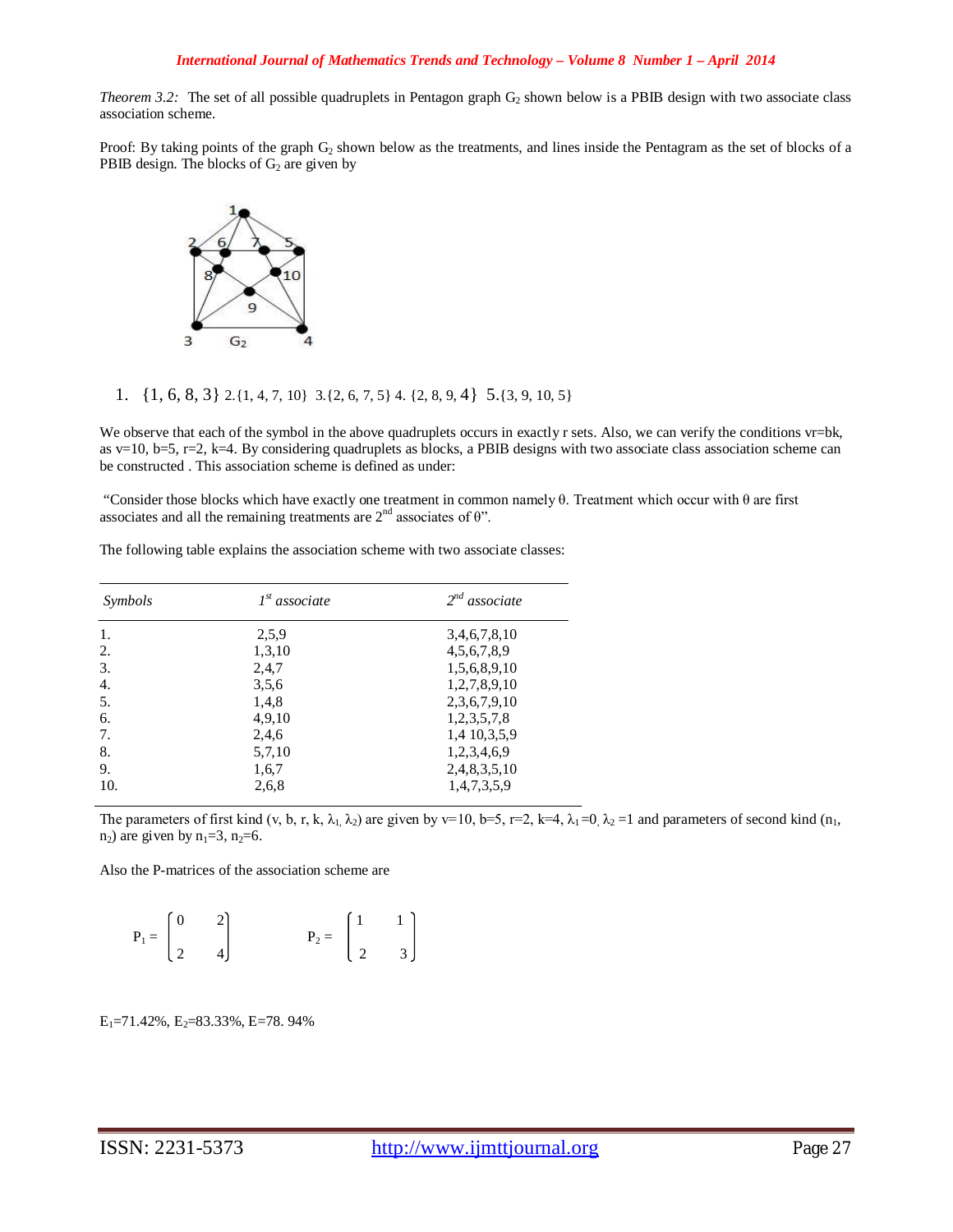*Theorem 3.2:* The set of all possible quadruplets in Pentagon graph $G_2$ shown below is a PBIB design with two associate class association scheme.

Proof: By taking points of the graph $G_2$ shown below as the treatments, and lines inside the Pentagram as the set of blocks of a PBIB design. The blocks of $G_2$ are given by

1. {1, 6, 8, 3} 2.{1, 4, 7, 10} 3.{2, 6, 7, 5} 4. {2, 8, 9, 4} 5.{3, 9, 10, 5}

We observe that each of the symbol in the above quadruplets occurs in exactly r sets. Also, we can verify the conditions vr=bk, as v=10, b=5, r=2, k=4. By considering quadruplets as blocks, a PBIB designs with two associate class association scheme can be constructed . This association scheme is defined as under:

"Consider those blocks which have exactly one treatment in common namely θ. Treatment which occur with θ are first associates and all the remaining treatments are 2nd associates of θ".

The following table explains the association scheme with two associate classes:

| *Symbols* | *1st associate* | *2nd associate* |
|---|---|---|
| 1. | 2,5,9 | 3,4,6,7,8,10 |
| 2. | 1,3,10 | 4,5,6,7,8,9 |
| 3. | 2,4,7 | 1,5,6,8,9,10 |
| 4. | 3,5,6 | 1,2,7,8,9,10 |
| 5. | 1,4,8 | 2,3,6,7,9,10 |
| 6. | 4,9,10 | 1,2,3,5,7,8 |
| 7. | 2,4,6 | 1,4 10,3,5,9 |
| 8. | 5,7,10 | 1,2,3,4,6,9 |
| 9. | 1,6,7 | 2,4,8,3,5,10 |
| 10. | 2,6,8 | 1,4,7,3,5,9 |

The parameters of first kind ($v$, $b$, $r$, $k$, $\lambda_1$, $\lambda_2$) are given by v=10, b=5, r=2, k=4, $\lambda_1 = 0$, $\lambda_2 = 1$ and parameters of second kind ($n_1$, $n_2$) are given by $n_1=3$, $n_2=6$.

Also the P-matrices of the association scheme are

$$P_1 = \begin{bmatrix} 0 & 2 \\ 2 & 4 \end{bmatrix} \qquad P_2 = \begin{bmatrix} 1 & 1 \\ 2 & 3 \end{bmatrix}$$

$E_1$=71.42%, $E_2$=83.33%, E=78. 94%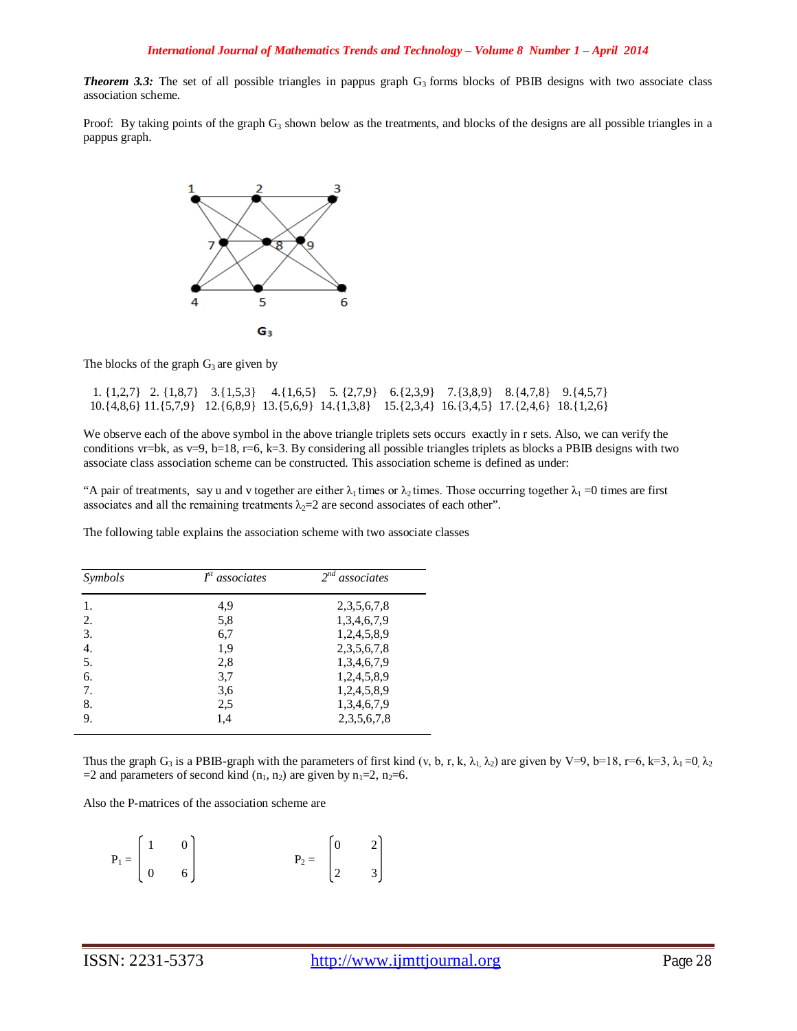***Theorem 3.3:*** The set of all possible triangles in pappus graph $G_3$ forms blocks of PBIB designs with two associate class association scheme.

Proof: By taking points of the graph $G_3$ shown below as the treatments, and blocks of the designs are all possible triangles in a pappus graph.

$G_3$

The blocks of the graph $G_3$ are given by

1. {1,2,7} 2. {1,8,7} 3. {1,5,3} 4. {1,6,5} 5. {2,7,9} 6. {2,3,9} 7. {3,8,9} 8. {4,7,8} 9. {4,5,7} 10. {4,8,6} 11. {5,7,9} 12. {6,8,9} 13. {5,6,9} 14. {1,3,8} 15. {2,3,4} 16. {3,4,5} 17. {2,4,6} 18. {1,2,6}

We observe each of the above symbol in the above triangle triplets sets occurs exactly in r sets. Also, we can verify the conditions vr=bk, as v=9, b=18, r=6, k=3. By considering all possible triangles triplets as blocks a PBIB designs with two associate class association scheme can be constructed. This association scheme is defined as under:

"A pair of treatments, say u and v together are either $\lambda_1$ times or $\lambda_2$ times. Those occurring together $\lambda_1 = 0$ times are first associates and all the remaining treatments $\lambda_2 = 2$ are second associates of each other".

The following table explains the association scheme with two associate classes

| *Symbols* | *1st associates* | *2nd associates* |
|---|---|---|
| 1. | 4,9 | 2,3,5,6,7,8 |
| 2. | 5,8 | 1,3,4,6,7,9 |
| 3. | 6,7 | 1,2,4,5,8,9 |
| 4. | 1,9 | 2,3,5,6,7,8 |
| 5. | 2,8 | 1,3,4,6,7,9 |
| 6. | 3,7 | 1,2,4,5,8,9 |
| 7. | 3,6 | 1,2,4,5,8,9 |
| 8. | 2,5 | 1,3,4,6,7,9 |
| 9. | 1,4 | 2,3,5,6,7,8 |

Thus the graph $G_3$ is a PBIB-graph with the parameters of first kind ($v, b, r, k, \lambda_1, \lambda_2$) are given by V=9, b=18, r=6, k=3, $\lambda_1 = 0$, $\lambda_2 = 2$ and parameters of second kind ($n_1, n_2$) are given by $n_1 = 2$, $n_2 = 6$.

Also the P-matrices of the association scheme are

$$P_1 = \begin{bmatrix} 1 & 0 \\ 0 & 6 \end{bmatrix} \qquad P_2 = \begin{bmatrix} 0 & 2 \\ 2 & 3 \end{bmatrix}$$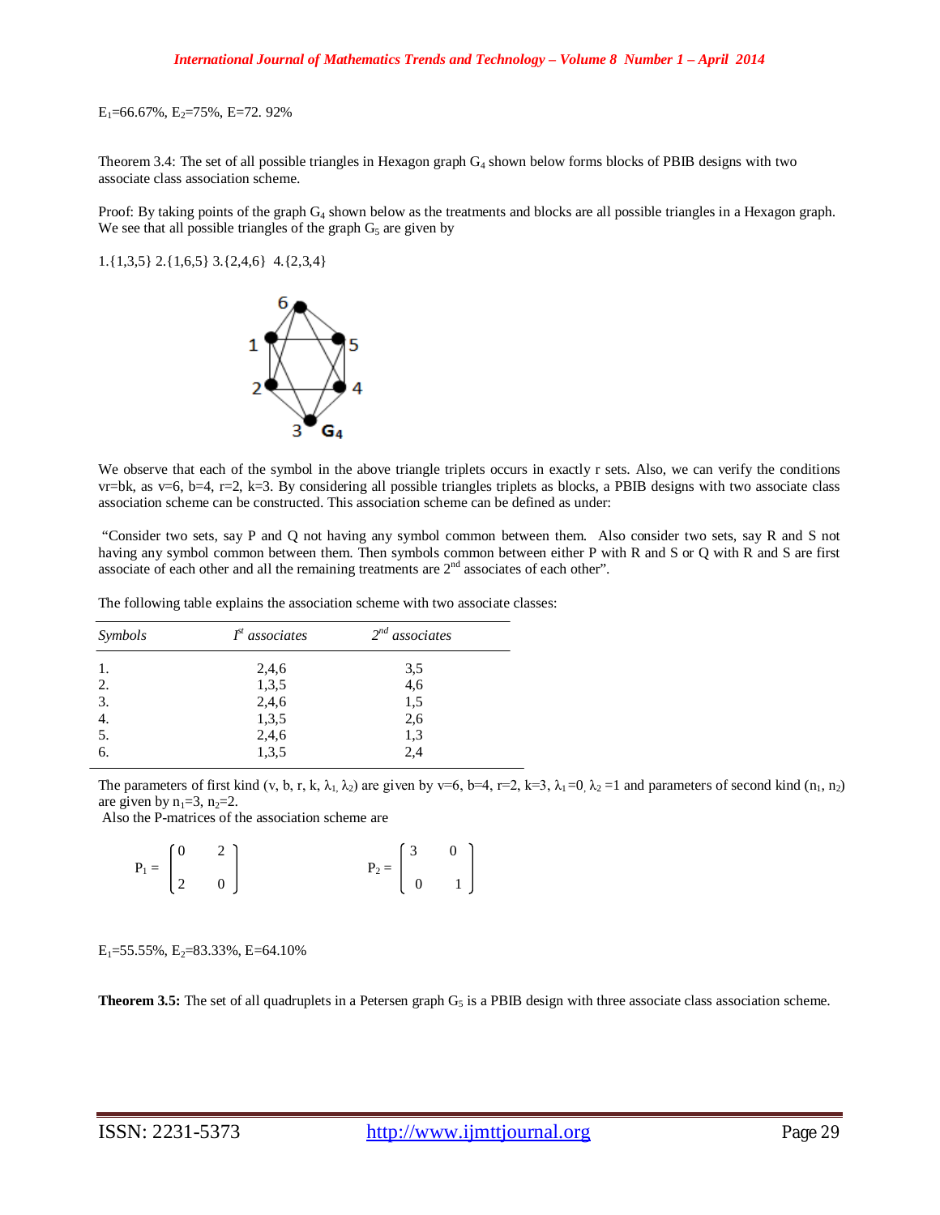$E_1$=66.67%, $E_2$=75%, E=72. 92%

Theorem 3.4: The set of all possible triangles in Hexagon graph $G_4$ shown below forms blocks of PBIB designs with two associate class association scheme.

Proof: By taking points of the graph $G_4$ shown below as the treatments and blocks are all possible triangles in a Hexagon graph. We see that all possible triangles of the graph $G_5$ are given by

1.{1,3,5} 2.{1,6,5} 3.{2,4,6} 4.{2,3,4}

We observe that each of the symbol in the above triangle triplets occurs in exactly r sets. Also, we can verify the conditions vr=bk, as v=6, b=4, r=2, k=3. By considering all possible triangles triplets as blocks, a PBIB designs with two associate class association scheme can be constructed. This association scheme can be defined as under:

"Consider two sets, say P and Q not having any symbol common between them. Also consider two sets, say R and S not having any symbol common between them. Then symbols common between either P with R and S or Q with R and S are first associate of each other and all the remaining treatments are 2nd associates of each other".

The following table explains the association scheme with two associate classes:

| *Symbols* | *I st associates* | *2nd associates* |
|---|---|---|
| 1. | 2,4,6 | 3,5 |
| 2. | 1,3,5 | 4,6 |
| 3. | 2,4,6 | 1,5 |
| 4. | 1,3,5 | 2,6 |
| 5. | 2,4,6 | 1,3 |
| 6. | 1,3,5 | 2,4 |

The parameters of first kind (v, b, r, k, $\lambda_1$, $\lambda_2$) are given by v=6, b=4, r=2, k=3, $\lambda_1$=0, $\lambda_2$ =1 and parameters of second kind ($n_1$, $n_2$) are given by $n_1$=3, $n_2$=2.

Also the P-matrices of the association scheme are

$$P_1 = \begin{pmatrix} 0 & 2 \\ 2 & 0 \end{pmatrix} \qquad P_2 = \begin{pmatrix} 3 & 0 \\ 0 & 1 \end{pmatrix}$$

$E_1$=55.55%, $E_2$=83.33%, E=64.10%

**Theorem 3.5:** The set of all quadruplets in a Petersen graph $G_5$ is a PBIB design with three associate class association scheme.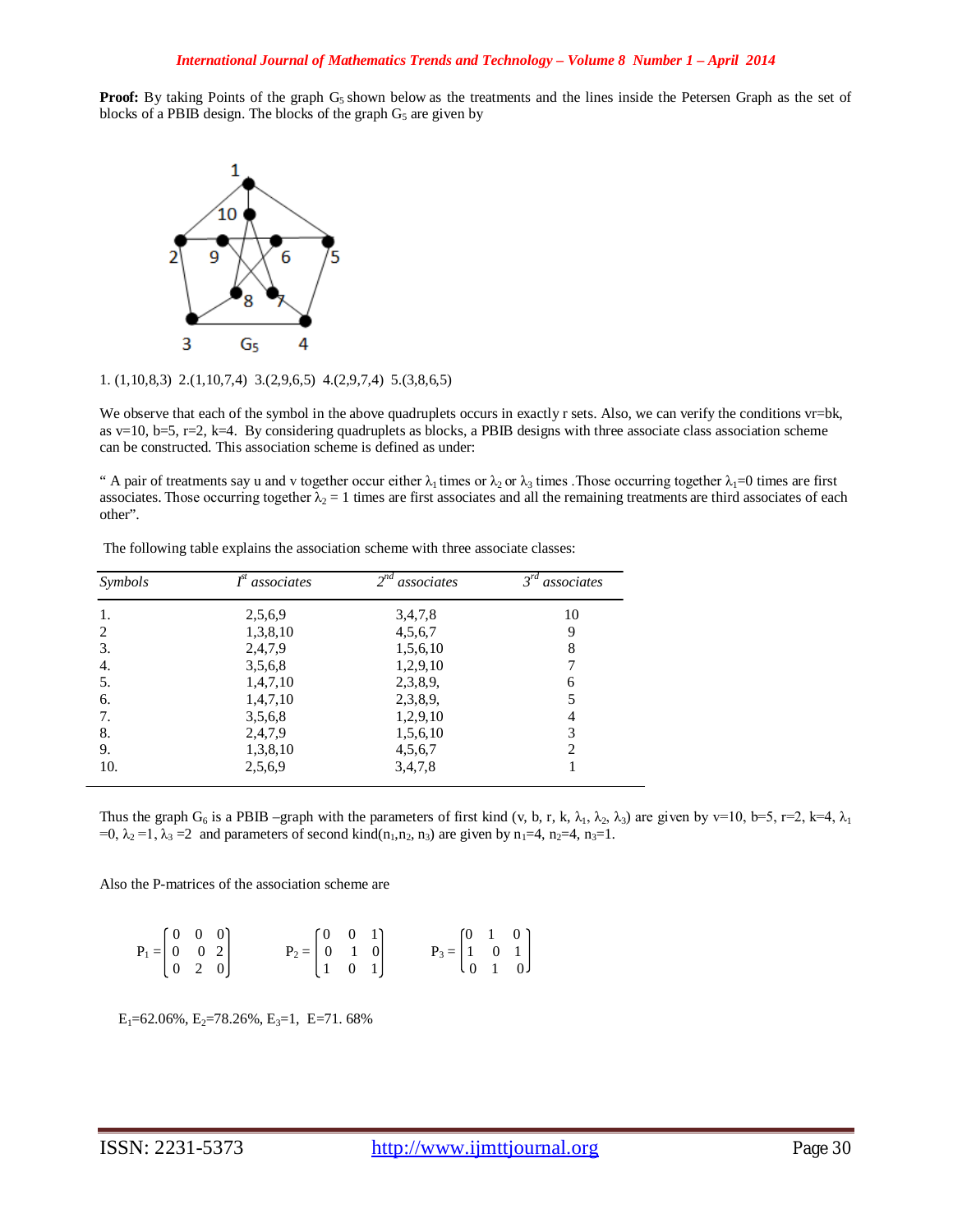**Proof:** By taking Points of the graph $G_5$ shown below as the treatments and the lines inside the Petersen Graph as the set of blocks of a PBIB design. The blocks of the graph $G_5$ are given by

1. (1,10,8,3) 2.(1,10,7,4) 3.(2,9,6,5) 4.(2,9,7,4) 5.(3,8,6,5)

We observe that each of the symbol in the above quadruplets occurs in exactly r sets. Also, we can verify the conditions vr=bk, as v=10, b=5, r=2, k=4. By considering quadruplets as blocks, a PBIB designs with three associate class association scheme can be constructed. This association scheme is defined as under:

" A pair of treatments say u and v together occur either $\lambda_1$ times or $\lambda_2$ or $\lambda_3$ times .Those occurring together $\lambda_1$=0 times are first associates. Those occurring together $\lambda_2$ = 1 times are first associates and all the remaining treatments are third associates of each other".

The following table explains the association scheme with three associate classes:

| *Symbols* | *I<sup>st</sup> associates* | *2<sup>nd</sup> associates* | *3<sup>rd</sup> associates* |
|---|---|---|---|
| 1. | 2,5,6,9 | 3,4,7,8 | 10 |
| 2 | 1,3,8,10 | 4,5,6,7 | 9 |
| 3. | 2,4,7,9 | 1,5,6,10 | 8 |
| 4. | 3,5,6,8 | 1,2,9,10 | 7 |
| 5. | 1,4,7,10 | 2,3,8,9, | 6 |
| 6. | 1,4,7,10 | 2,3,8,9, | 5 |
| 7. | 3,5,6,8 | 1,2,9,10 | 4 |
| 8. | 2,4,7,9 | 1,5,6,10 | 3 |
| 9. | 1,3,8,10 | 4,5,6,7 | 2 |
| 10. | 2,5,6,9 | 3,4,7,8 | 1 |

Thus the graph $G_6$ is a PBIB –graph with the parameters of first kind (v, b, r, k, $\lambda_1$, $\lambda_2$, $\lambda_3$) are given by v=10, b=5, r=2, k=4, $\lambda_1$ =0, $\lambda_2$ =1, $\lambda_3$ =2 and parameters of second kind($n_1$,$n_2$, $n_3$) are given by $n_1$=4, $n_2$=4, $n_3$=1.

Also the P-matrices of the association scheme are

$$P_1 = \begin{bmatrix} 0 & 0 & 0 \\ 0 & 0 & 2 \\ 0 & 2 & 0 \end{bmatrix} \qquad P_2 = \begin{bmatrix} 0 & 0 & 1 \\ 0 & 1 & 0 \\ 1 & 0 & 1 \end{bmatrix} \qquad P_3 = \begin{bmatrix} 0 & 1 & 0 \\ 1 & 0 & 1 \\ 0 & 1 & 0 \end{bmatrix}$$

$E_1$=62.06%, $E_2$=78.26%, $E_3$=1, E=71. 68%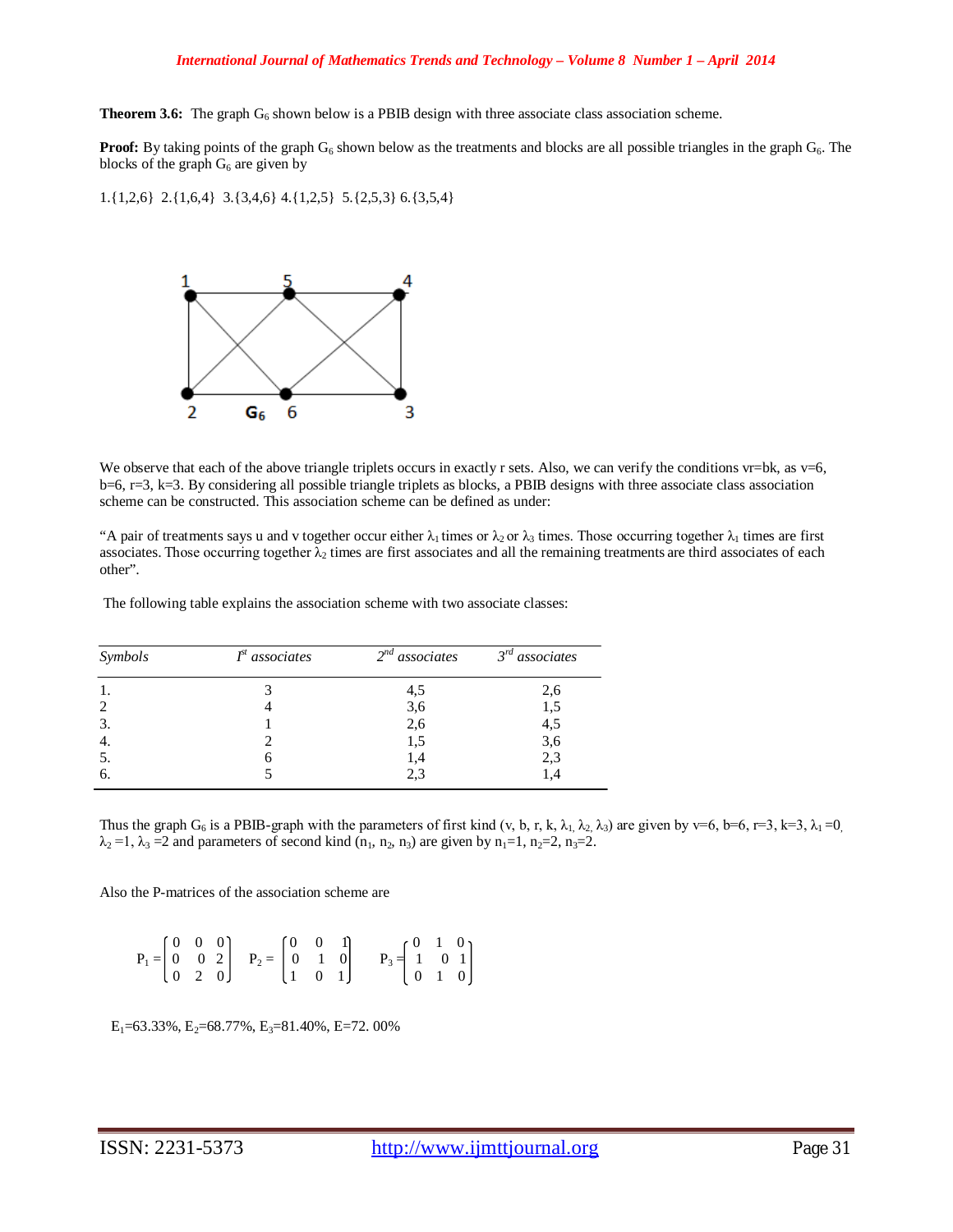**Theorem 3.6:** The graph $G_6$ shown below is a PBIB design with three associate class association scheme.

**Proof:** By taking points of the graph $G_6$ shown below as the treatments and blocks are all possible triangles in the graph $G_6$. The blocks of the graph $G_6$ are given by

1.{1,2,6} 2.{1,6,4} 3.{3,4,6} 4.{1,2,5} 5.{2,5,3} 6.{3,5,4}

We observe that each of the above triangle triplets occurs in exactly r sets. Also, we can verify the conditions vr=bk, as v=6, b=6, r=3, k=3. By considering all possible triangle triplets as blocks, a PBIB designs with three associate class association scheme can be constructed. This association scheme can be defined as under:

"A pair of treatments says u and v together occur either $\lambda_1$ times or $\lambda_2$ or $\lambda_3$ times. Those occurring together $\lambda_1$ times are first associates. Those occurring together $\lambda_2$ times are first associates and all the remaining treatments are third associates of each other".

The following table explains the association scheme with two associate classes:

| *Symbols* | *I$^{st}$ associates* | *2$^{nd}$ associates* | *3$^{rd}$ associates* |
|---|---|---|---|
| 1. | 3 | 4,5 | 2,6 |
| 2 | 4 | 3,6 | 1,5 |
| 3. | 1 | 2,6 | 4,5 |
| 4. | 2 | 1,5 | 3,6 |
| 5. | 6 | 1,4 | 2,3 |
| 6. | 5 | 2,3 | 1,4 |

Thus the graph $G_6$ is a PBIB-graph with the parameters of first kind (v, b, r, k, $\lambda_1$, $\lambda_2$, $\lambda_3$) are given by v=6, b=6, r=3, k=3, $\lambda_1$ =0, $\lambda_2$ =1, $\lambda_3$ =2 and parameters of second kind ($n_1$, $n_2$, $n_3$) are given by $n_1$=1, $n_2$=2, $n_3$=2.

Also the P-matrices of the association scheme are

$$P_1 = \begin{bmatrix} 0 & 0 & 0 \\ 0 & 0 & 2 \\ 0 & 2 & 0 \end{bmatrix} \quad P_2 = \begin{bmatrix} 0 & 0 & 1 \\ 0 & 1 & 0 \\ 1 & 0 & 1 \end{bmatrix} \quad P_3 = \begin{bmatrix} 0 & 1 & 0 \\ 1 & 0 & 1 \\ 0 & 1 & 0 \end{bmatrix}$$

$E_1$=63.33%, $E_2$=68.77%, $E_3$=81.40%, E=72. 00%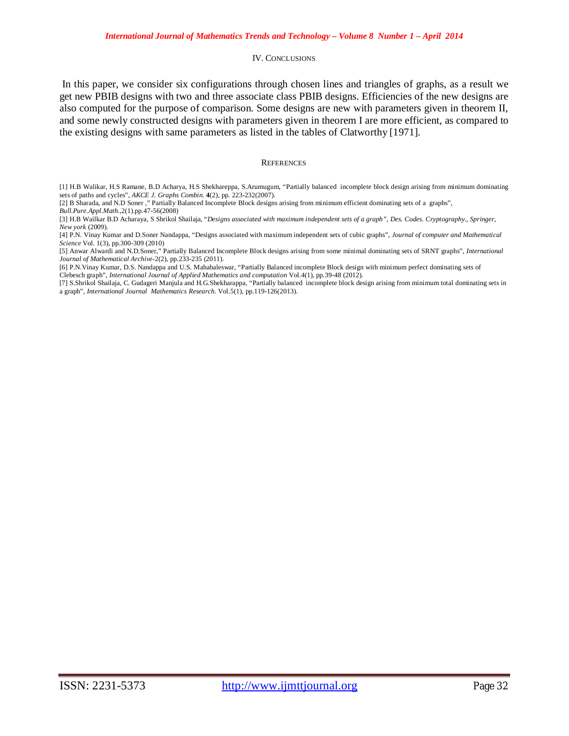## IV. Conclusions

In this paper, we consider six configurations through chosen lines and triangles of graphs, as a result we get new PBIB designs with two and three associate class PBIB designs. Efficiencies of the new designs are also computed for the purpose of comparison. Some designs are new with parameters given in theorem II, and some newly constructed designs with parameters given in theorem I are more efficient, as compared to the existing designs with same parameters as listed in the tables of Clatworthy [1971].

## References

[1] H.B Walikar, H.S Ramane, B.D Acharya, H.S Shekhareppa, S.Arumugum, "Partially balanced incomplete block design arising from minimum dominating sets of paths and cycles", *AKCE J. Graphs Combin.* **4**(2), pp. 223-232(2007).

[2] B Sharada, and N.D Soner ," Partially Balanced Incomplete Block designs arising from minimum efficient dominating sets of a graphs", *Bull.Pure.Appl.Math.*,2(1).pp.47-56(2008)

[3] H.B Wailkar B.D Acharaya, S Shrikol Shailaja, "*Designs associated with maximum independent sets of a graph", Des. Codes. Cryptography., Springer, New york* (2009).

[4] P.N. Vinay Kumar and D.Soner Nandappa, "Designs associated with maximum independent sets of cubic graphs", *Journal of computer and Mathematical Science* Vol. 1(3), pp.300-309 (2010)

[5] Anwar Alwardi and N.D.Soner," Partially Balanced Incomplete Block designs arising from some minimal dominating sets of SRNT graphs", *International Journal of Mathematical Archive*-2(2), pp.233-235 (2011).

[6] P.N.Vinay Kumar, D.S. Nandappa and U.S. Mahabaleswar, "Partially Balanced incomplete Block design with minimum perfect dominating sets of Clebesch graph", *International Journal of Applied Mathematics and computation* Vol.4(1), pp.39-48 (2012).

[7] S.Shrikol Shailaja, C. Gudageri Manjula and H.G.Shekharappa, "Partially balanced incomplete block design arising from minimum total dominating sets in a graph", *International Journal Mathematics Research.* Vol.5(1), pp.119-126(2013).